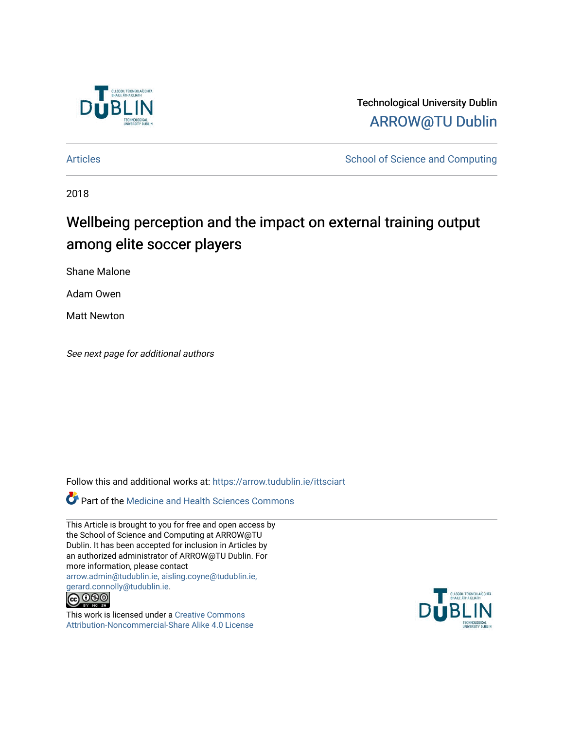Technological University Dublin

ARROW@TU Dublin

Articles

School of Science and Computing

2018

# Wellbeing perception and the impact on external training output among elite soccer players

Shane Malone

Adam Owen

Matt Newton

*See next page for additional authors*

Follow this and additional works at: https://arrow.tudublin.ie/ittsciart

Part of the Medicine and Health Sciences Commons

This Article is brought to you for free and open access by the School of Science and Computing at ARROW@TU Dublin. It has been accepted for inclusion in Articles by an authorized administrator of ARROW@TU Dublin. For more information, please contact arrow.admin@tudublin.ie, aisling.coyne@tudublin.ie, gerard.connolly@tudublin.ie.

This work is licensed under a Creative Commons Attribution-Noncommercial-Share Alike 4.0 License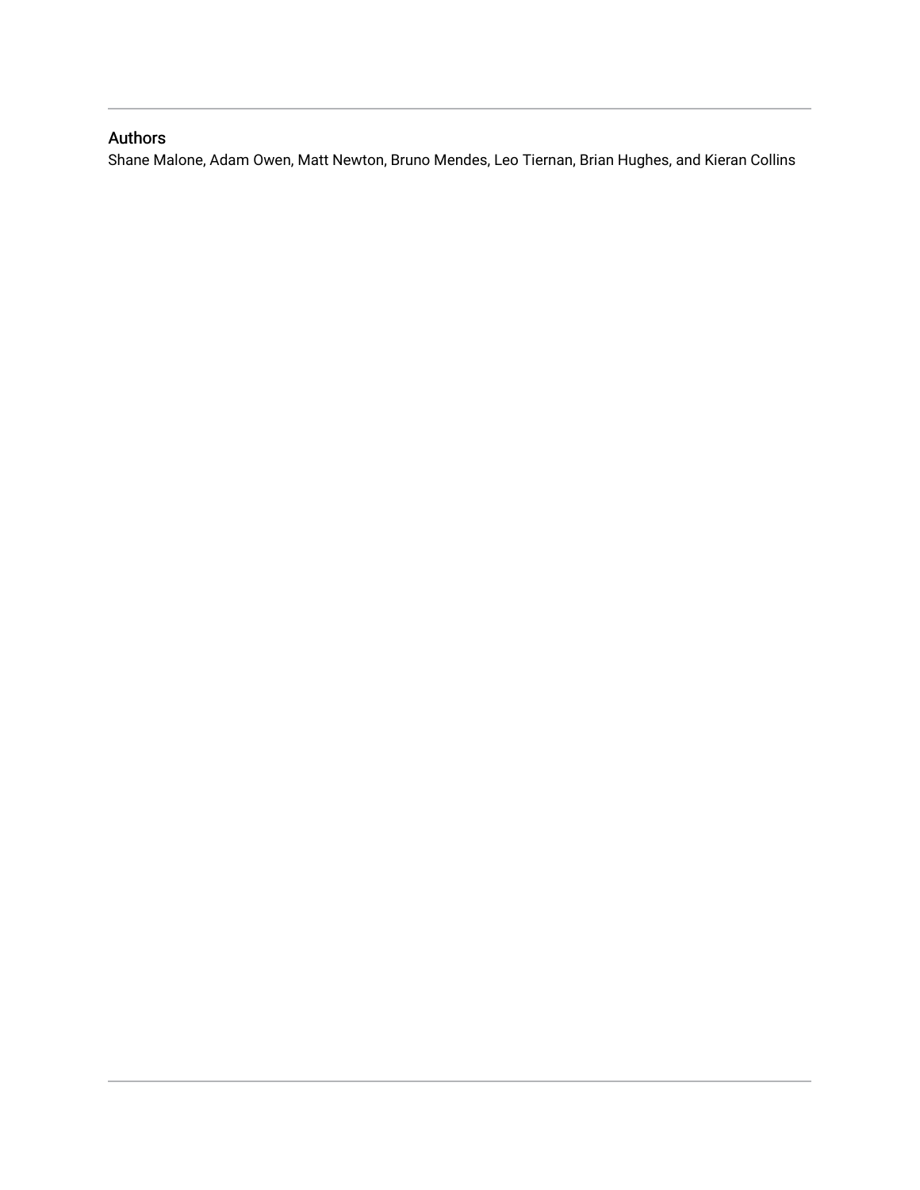## Authors

Shane Malone, Adam Owen, Matt Newton, Bruno Mendes, Leo Tiernan, Brian Hughes, and Kieran Collins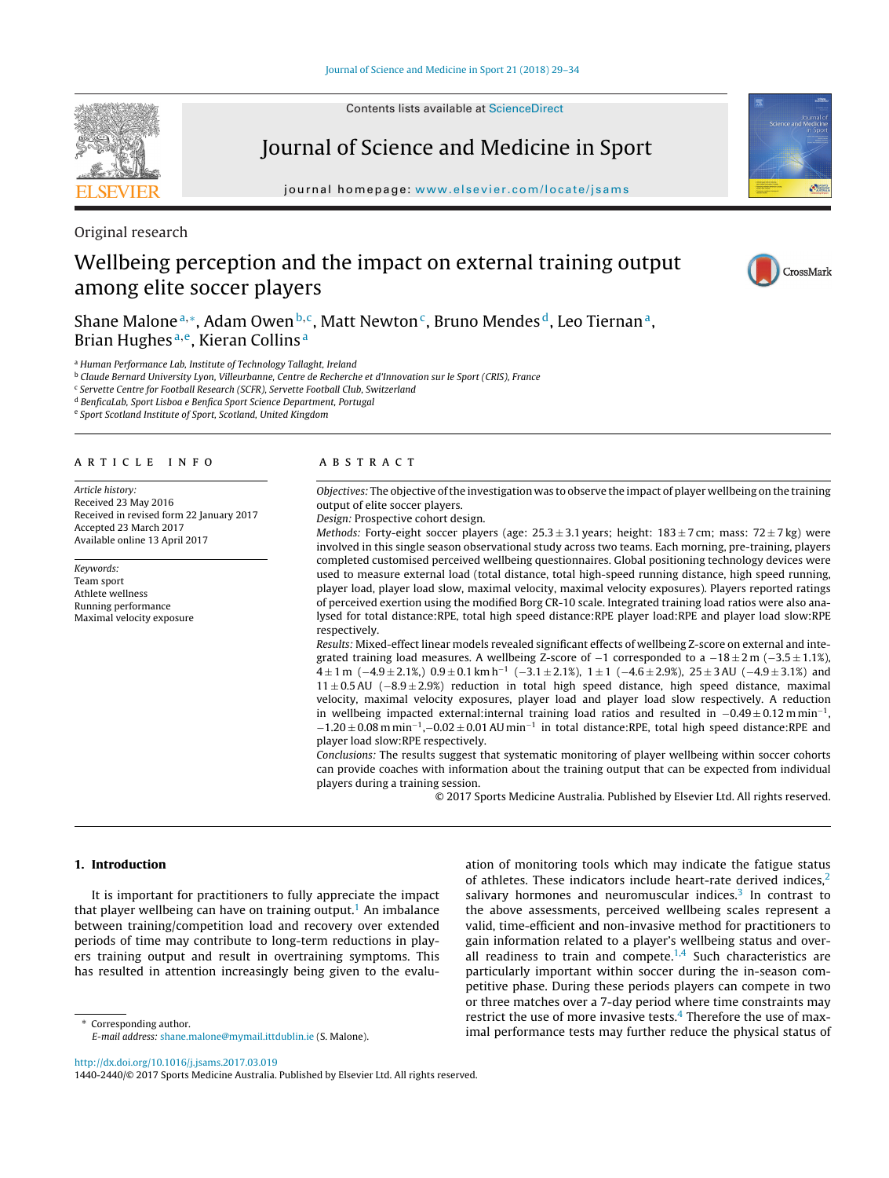Original research

# Wellbeing perception and the impact on external training output among elite soccer players

Shane Malone[a,*], Adam Owen[b,c], Matt Newton[c], Bruno Mendes[d], Leo Tiernan[a], Brian Hughes[a,e], Kieran Collins[a]

[a] Human Performance Lab, Institute of Technology Tallaght, Ireland
[b] Claude Bernard University Lyon, Villeurbanne, Centre de Recherche et d'Innovation sur le Sport (CRIS), France
[c] Servette Centre for Football Research (SCFR), Servette Football Club, Switzerland
[d] BenficaLab, Sport Lisboa e Benfica Sport Science Department, Portugal
[e] Sport Scotland Institute of Sport, Scotland, United Kingdom

## ARTICLE INFO

*Article history:*
Received 23 May 2016
Received in revised form 22 January 2017
Accepted 23 March 2017
Available online 13 April 2017

*Keywords:*
Team sport
Athlete wellness
Running performance
Maximal velocity exposure

## ABSTRACT

*Objectives:* The objective of the investigation was to observe the impact of player wellbeing on the training output of elite soccer players.

*Design:* Prospective cohort design.

*Methods:* Forty-eight soccer players (age: 25.3 ± 3.1 years; height: 183 ± 7 cm; mass: 72 ± 7 kg) were involved in this single season observational study across two teams. Each morning, pre-training, players completed customised perceived wellbeing questionnaires. Global positioning technology devices were used to measure external load (total distance, total high-speed running distance, high speed running, player load, player load slow, maximal velocity, maximal velocity exposures). Players reported ratings of perceived exertion using the modified Borg CR-10 scale. Integrated training load ratios were also analysed for total distance:RPE, total high speed distance:RPE player load:RPE and player load slow:RPE respectively.

*Results:* Mixed-effect linear models revealed significant effects of wellbeing Z-score on external and integrated training load measures. A wellbeing Z-score of −1 corresponded to a −18 ± 2 m (−3.5 ± 1.1%), 4 ± 1 m (−4.9 ± 2.1%,) 0.9 ± 0.1 km h$^{-1}$ (−3.1 ± 2.1%), 1 ± 1 (−4.6 ± 2.9%), 25 ± 3 AU (−4.9 ± 3.1%) and 11 ± 0.5 AU (−8.9 ± 2.9%) reduction in total high speed distance, high speed running, maximal velocity, maximal velocity exposures, player load and player load slow respectively. A reduction in wellbeing impacted external:internal training load ratios and resulted in −0.49 ± 0.12 m min$^{-1}$, −1.20 ± 0.08 m min$^{-1}$,−0.02 ± 0.01 AU min$^{-1}$ in total distance:RPE, total high speed distance:RPE and player load slow:RPE respectively.

*Conclusions:* The results suggest that systematic monitoring of player wellbeing within soccer cohorts can provide coaches with information about the training output that can be expected from individual players during a training session.

© 2017 Sports Medicine Australia. Published by Elsevier Ltd. All rights reserved.

## 1. Introduction

It is important for practitioners to fully appreciate the impact that player wellbeing can have on training output.[1] An imbalance between training/competition load and recovery over extended periods of time may contribute to long-term reductions in players training output and result in overtraining symptoms. This has resulted in attention increasingly being given to the evaluation of monitoring tools which may indicate the fatigue status of athletes. These indicators include heart-rate derived indices,[2] salivary hormones and neuromuscular indices.[3] In contrast to the above assessments, perceived wellbeing scales represent a valid, time-efficient and non-invasive method for practitioners to gain information related to a player's wellbeing status and overall readiness to train and compete.[1,4] Such characteristics are particularly important within soccer during the in-season competitive phase. During these periods players can compete in two or three matches over a 7-day period where time constraints may restrict the use of more invasive tests.[4] Therefore the use of maximal performance tests may further reduce the physical status of

\* Corresponding author.
*E-mail address:* shane.malone@mymail.ittdublin.ie (S. Malone).

http://dx.doi.org/10.1016/j.jsams.2017.03.019
1440-2440/© 2017 Sports Medicine Australia. Published by Elsevier Ltd. All rights reserved.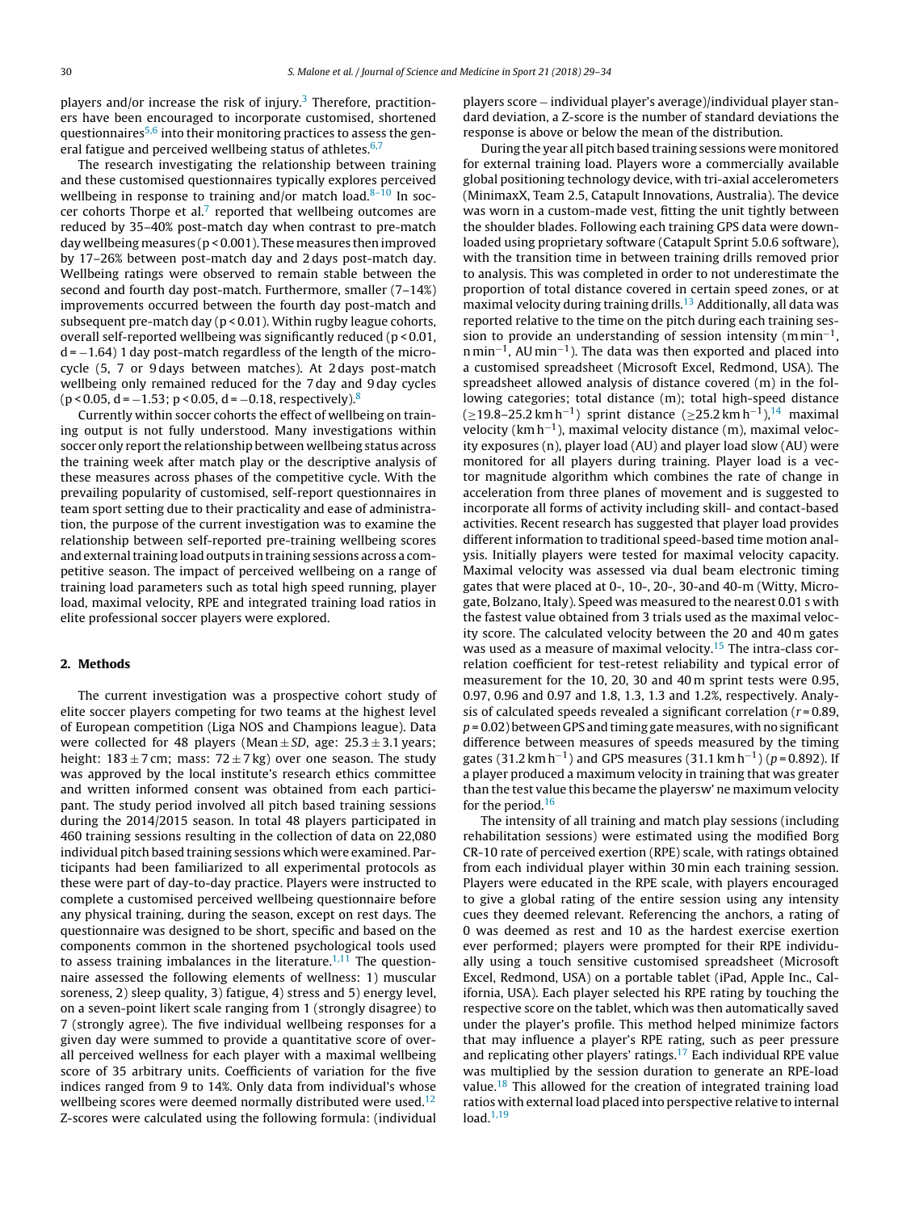players and/or increase the risk of injury.[3] Therefore, practitioners have been encouraged to incorporate customised, shortened questionnaires[5,6] into their monitoring practices to assess the general fatigue and perceived wellbeing status of athletes.[6,7]

The research investigating the relationship between training and these customised questionnaires typically explores perceived wellbeing in response to training and/or match load.[8–10] In soccer cohorts Thorpe et al.[7] reported that wellbeing outcomes are reduced by 35–40% post-match day when contrast to pre-match day wellbeing measures ($p < 0.001$). These measures then improved by 17–26% between post-match day and 2 days post-match day. Wellbeing ratings were observed to remain stable between the second and fourth day post-match. Furthermore, smaller (7–14%) improvements occurred between the fourth day post-match and subsequent pre-match day ($p < 0.01$). Within rugby league cohorts, overall self-reported wellbeing was significantly reduced ($p < 0.01$, $d = -1.64$) 1 day post-match regardless of the length of the micro-cycle (5, 7 or 9 days between matches). At 2 days post-match wellbeing only remained reduced for the 7 day and 9 day cycles ($p < 0.05$, $d = -1.53$; $p < 0.05$, $d = -0.18$, respectively).[8]

Currently within soccer cohorts the effect of wellbeing on training output is not fully understood. Many investigations within soccer only report the relationship between wellbeing status across the training week after match play or the descriptive analysis of these measures across phases of the competitive cycle. With the prevailing popularity of customised, self-report questionnaires in team sport setting due to their practicality and ease of administration, the purpose of the current investigation was to examine the relationship between self-reported pre-training wellbeing scores and external training load outputs in training sessions across a competitive season. The impact of perceived wellbeing on a range of training load parameters such as total high speed running, player load, maximal velocity, RPE and integrated training load ratios in elite professional soccer players were explored.

## 2. Methods

The current investigation was a prospective cohort study of elite soccer players competing for two teams at the highest level of European competition (Liga NOS and Champions league). Data were collected for 48 players (Mean ± *SD*, age: 25.3 ± 3.1 years; height: 183 ± 7 cm; mass: 72 ± 7 kg) over one season. The study was approved by the local institute's research ethics committee and written informed consent was obtained from each participant. The study period involved all pitch based training sessions during the 2014/2015 season. In total 48 players participated in 460 training sessions resulting in the collection of data on 22,080 individual pitch based training sessions which were examined. Participants had been familiarized to all experimental protocols as these were part of day-to-day practice. Players were instructed to complete a customised perceived wellbeing questionnaire before any physical training, during the season, except on rest days. The questionnaire was designed to be short, specific and based on the components common in the shortened psychological tools used to assess training imbalances in the literature.[1,11] The questionnaire assessed the following elements of wellness: 1) muscular soreness, 2) sleep quality, 3) fatigue, 4) stress and 5) energy level, on a seven-point likert scale ranging from 1 (strongly disagree) to 7 (strongly agree). The five individual wellbeing responses for a given day were summed to provide a quantitative score of overall perceived wellness for each player with a maximal wellbeing score of 35 arbitrary units. Coefficients of variation for the five indices ranged from 9 to 14%. Only data from individual's whose wellbeing scores were deemed normally distributed were used.[12] Z-scores were calculated using the following formula: (individual players score − individual player's average)/individual player standard deviation, a Z-score is the number of standard deviations the response is above or below the mean of the distribution.

During the year all pitch based training sessions were monitored for external training load. Players wore a commercially available global positioning technology device, with tri-axial accelerometers (MinimaxX, Team 2.5, Catapult Innovations, Australia). The device was worn in a custom-made vest, fitting the unit tightly between the shoulder blades. Following each training GPS data were downloaded using proprietary software (Catapult Sprint 5.0.6 software), with the transition time in between training drills removed prior to analysis. This was completed in order to not underestimate the proportion of total distance covered in certain speed zones, or at maximal velocity during training drills.[13] Additionally, all data was reported relative to the time on the pitch during each training session to provide an understanding of session intensity (m min$^{-1}$, n min$^{-1}$, AU min$^{-1}$). The data was then exported and placed into a customised spreadsheet (Microsoft Excel, Redmond, USA). The spreadsheet allowed analysis of distance covered (m) in the following categories; total distance (m); total high-speed distance (≥19.8–25.2 km h$^{-1}$) sprint distance (≥25.2 km h$^{-1}$),[14] maximal velocity (km h$^{-1}$), maximal velocity distance (m), maximal velocity exposures (n), player load (AU) and player load slow (AU) were monitored for all players during training. Player load is a vector magnitude algorithm which combines the rate of change in acceleration from three planes of movement and is suggested to incorporate all forms of activity including skill- and contact-based activities. Recent research has suggested that player load provides different information to traditional speed-based time motion analysis. Initially players were tested for maximal velocity capacity. Maximal velocity was assessed via dual beam electronic timing gates that were placed at 0-, 10-, 20-, 30-and 40-m (Witty, Microgate, Bolzano, Italy). Speed was measured to the nearest 0.01 s with the fastest value obtained from 3 trials used as the maximal velocity score. The calculated velocity between the 20 and 40 m gates was used as a measure of maximal velocity.[15] The intra-class correlation coefficient for test-retest reliability and typical error of measurement for the 10, 20, 30 and 40 m sprint tests were 0.95, 0.97, 0.96 and 0.97 and 1.8, 1.3, 1.3 and 1.2%, respectively. Analysis of calculated speeds revealed a significant correlation ($r = 0.89$, $p = 0.02$) between GPS and timing gate measures, with no significant difference between measures of speeds measured by the timing gates (31.2 km h$^{-1}$) and GPS measures (31.1 km h$^{-1}$) ($p = 0.892$). If a player produced a maximum velocity in training that was greater than the test value this became the playersw' ne maximum velocity for the period.[16]

The intensity of all training and match play sessions (including rehabilitation sessions) were estimated using the modified Borg CR-10 rate of perceived exertion (RPE) scale, with ratings obtained from each individual player within 30 min each training session. Players were educated in the RPE scale, with players encouraged to give a global rating of the entire session using any intensity cues they deemed relevant. Referencing the anchors, a rating of 0 was deemed as rest and 10 as the hardest exercise exertion ever performed; players were prompted for their RPE individually using a touch sensitive customised spreadsheet (Microsoft Excel, Redmond, USA) on a portable tablet (iPad, Apple Inc., California, USA). Each player selected his RPE rating by touching the respective score on the tablet, which was then automatically saved under the player's profile. This method helped minimize factors that may influence a player's RPE rating, such as peer pressure and replicating other players' ratings.[17] Each individual RPE value was multiplied by the session duration to generate an RPE-load value.[18] This allowed for the creation of integrated training load ratios with external load placed into perspective relative to internal load.[1,19]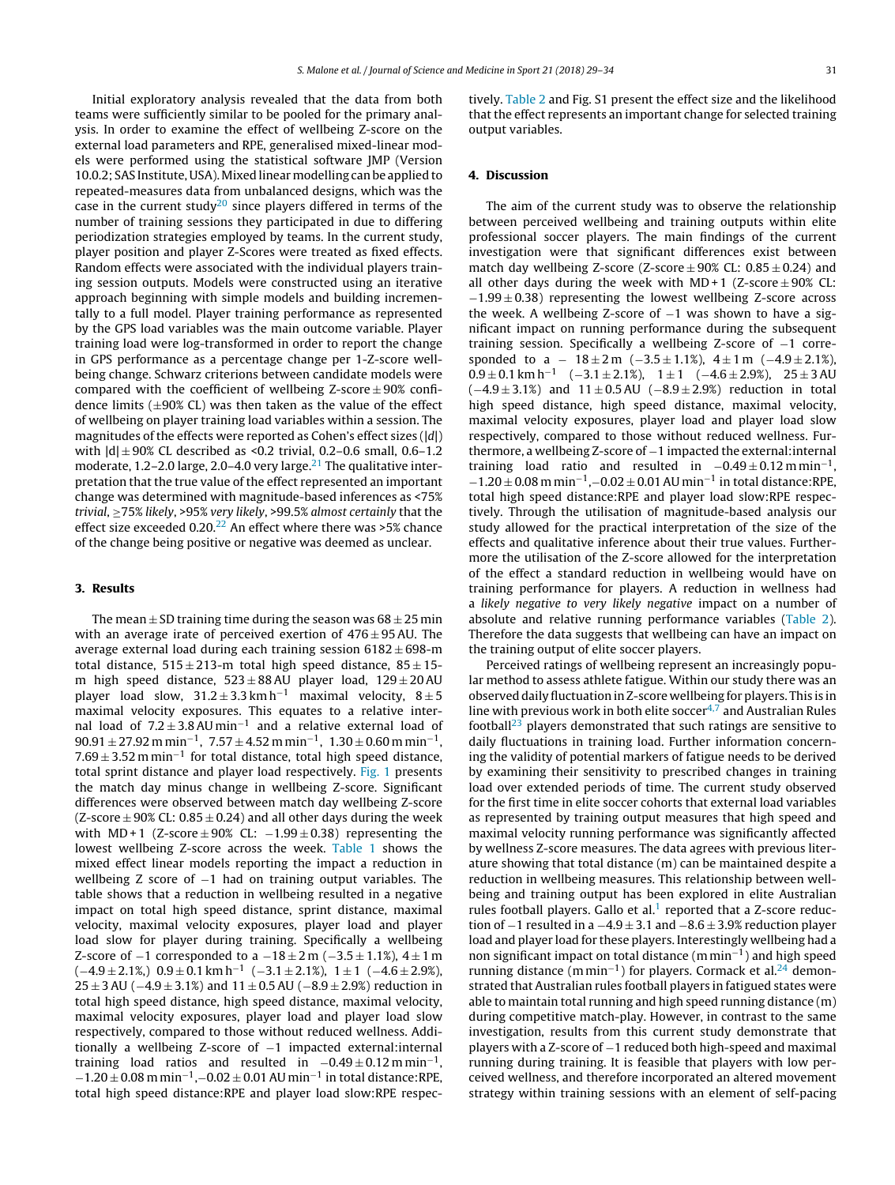Initial exploratory analysis revealed that the data from both teams were sufficiently similar to be pooled for the primary analysis. In order to examine the effect of wellbeing Z-score on the external load parameters and RPE, generalised mixed-linear models were performed using the statistical software JMP (Version 10.0.2; SAS Institute, USA). Mixed linear modelling can be applied to repeated-measures data from unbalanced designs, which was the case in the current study[20] since players differed in terms of the number of training sessions they participated in due to differing periodization strategies employed by teams. In the current study, player position and player Z-Scores were treated as fixed effects. Random effects were associated with the individual players training session outputs. Models were constructed using an iterative approach beginning with simple models and building incrementally to a full model. Player training performance as represented by the GPS load variables was the main outcome variable. Player training load were log-transformed in order to report the change in GPS performance as a percentage change per 1-Z-score wellbeing change. Schwarz criterions between candidate models were compared with the coefficient of wellbeing Z-score ± 90% confidence limits (±90% CL) was then taken as the value of the effect of wellbeing on player training load variables within a session. The magnitudes of the effects were reported as Cohen's effect sizes (|*d*|) with |*d*| ± 90% CL described as <0.2 trivial, 0.2–0.6 small, 0.6–1.2 moderate, 1.2–2.0 large, 2.0–4.0 very large.[21] The qualitative interpretation that the true value of the effect represented an important change was determined with magnitude-based inferences as <75% *trivial*, ≥75% *likely*, >95% *very likely*, >99.5% *almost certainly* that the effect size exceeded 0.20.[22] An effect where there was >5% chance of the change being positive or negative was deemed as unclear.

## 3. Results

The mean ± SD training time during the season was 68 ± 25 min with an average irate of perceived exertion of 476 ± 95 AU. The average external load during each training session 6182 ± 698-m total distance, 515 ± 213-m total high speed distance, 85 ± 15-m high speed distance, 523 ± 88 AU player load, 129 ± 20 AU player load slow, 31.2 ± 3.3 km h$^{-1}$ maximal velocity, 8 ± 5 maximal velocity exposures. This equates to a relative internal load of 7.2 ± 3.8 AU min$^{-1}$ and a relative external load of 90.91 ± 27.92 m min$^{-1}$, 7.57 ± 4.52 m min$^{-1}$, 1.30 ± 0.60 m min$^{-1}$, 7.69 ± 3.52 m min$^{-1}$ for total distance, total high speed distance, total sprint distance and player load respectively. Fig. 1 presents the match day minus change in wellbeing Z-score. Significant differences were observed between match day wellbeing Z-score (Z-score ± 90% CL: 0.85 ± 0.24) and all other days during the week with MD + 1 (Z-score ± 90% CL: −1.99 ± 0.38) representing the lowest wellbeing Z-score across the week. Table 1 shows the mixed effect linear models reporting the impact a reduction in wellbeing Z score of −1 had on training output variables. The table shows that a reduction in wellbeing resulted in a negative impact on total high speed distance, sprint distance, maximal velocity, maximal velocity exposures, player load and player load slow for player during training. Specifically a wellbeing Z-score of −1 corresponded to a −18 ± 2 m (−3.5 ± 1.1%), 4 ± 1 m (−4.9 ± 2.1%,) 0.9 ± 0.1 km h$^{-1}$ (−3.1 ± 2.1%), 1 ± 1 (−4.6 ± 2.9%), 25 ± 3 AU (−4.9 ± 3.1%) and 11 ± 0.5 AU (−8.9 ± 2.9%) reduction in total high speed distance, high speed distance, maximal velocity, maximal velocity exposures, player load and player load slow respectively, compared to those without reduced wellness. Additionally a wellbeing Z-score of −1 impacted external:internal training load ratios and resulted in −0.49 ± 0.12 m min$^{-1}$, −1.20 ± 0.08 m min$^{-1}$,−0.02 ± 0.01 AU min$^{-1}$ in total distance:RPE, total high speed distance:RPE and player load slow:RPE respectively. Table 2 and Fig. S1 present the effect size and the likelihood that the effect represents an important change for selected training output variables.

## 4. Discussion

The aim of the current study was to observe the relationship between perceived wellbeing and training outputs within elite professional soccer players. The main findings of the current investigation were that significant differences exist between match day wellbeing Z-score (Z-score ± 90% CL: 0.85 ± 0.24) and all other days during the week with MD + 1 (Z-score ± 90% CL: −1.99 ± 0.38) representing the lowest wellbeing Z-score across the week. A wellbeing Z-score of −1 was shown to have a significant impact on running performance during the subsequent training session. Specifically a wellbeing Z-score of −1 corresponded to a − 18 ± 2 m (−3.5 ± 1.1%), 4 ± 1 m (−4.9 ± 2.1%), 0.9 ± 0.1 km h$^{-1}$ (−3.1 ± 2.1%), 1 ± 1 (−4.6 ± 2.9%), 25 ± 3 AU (−4.9 ± 3.1%) and 11 ± 0.5 AU (−8.9 ± 2.9%) reduction in total high speed distance, high speed distance, maximal velocity, maximal velocity exposures, player load and player load slow respectively, compared to those without reduced wellness. Furthermore, a wellbeing Z-score of −1 impacted the external:internal training load ratio and resulted in −0.49 ± 0.12 m min$^{-1}$, −1.20 ± 0.08 m min$^{-1}$,−0.02 ± 0.01 AU min$^{-1}$ in total distance:RPE, total high speed distance:RPE and player load slow:RPE respectively. Through the utilisation of magnitude-based analysis our study allowed for the practical interpretation of the size of the effects and qualitative inference about their true values. Furthermore the utilisation of the Z-score allowed for the interpretation of the effect a standard reduction in wellbeing would have on training performance for players. A reduction in wellness had a *likely negative to very likely negative* impact on a number of absolute and relative running performance variables (Table 2). Therefore the data suggests that wellbeing can have an impact on the training output of elite soccer players.

Perceived ratings of wellbeing represent an increasingly popular method to assess athlete fatigue. Within our study there was an observed daily fluctuation in Z-score wellbeing for players. This is in line with previous work in both elite soccer[4,7] and Australian Rules football[23] players demonstrated that such ratings are sensitive to daily fluctuations in training load. Further information concerning the validity of potential markers of fatigue needs to be derived by examining their sensitivity to prescribed changes in training load over extended periods of time. The current study observed for the first time in elite soccer cohorts that external load variables as represented by training output measures that high speed and maximal velocity running performance was significantly affected by wellness Z-score measures. The data agrees with previous literature showing that total distance (m) can be maintained despite a reduction in wellbeing measures. This relationship between wellbeing and training output has been explored in elite Australian rules football players. Gallo et al.[1] reported that a Z-score reduction of −1 resulted in a −4.9 ± 3.1 and −8.6 ± 3.9% reduction player load and player load for these players. Interestingly wellbeing had a non significant impact on total distance (m min$^{-1}$) and high speed running distance (m min$^{-1}$) for players. Cormack et al.[24] demonstrated that Australian rules football players in fatigued states were able to maintain total running and high speed running distance (m) during competitive match-play. However, in contrast to the same investigation, results from this current study demonstrate that players with a Z-score of −1 reduced both high-speed and maximal running during training. It is feasible that players with low perceived wellness, and therefore incorporated an altered movement strategy within training sessions with an element of self-pacing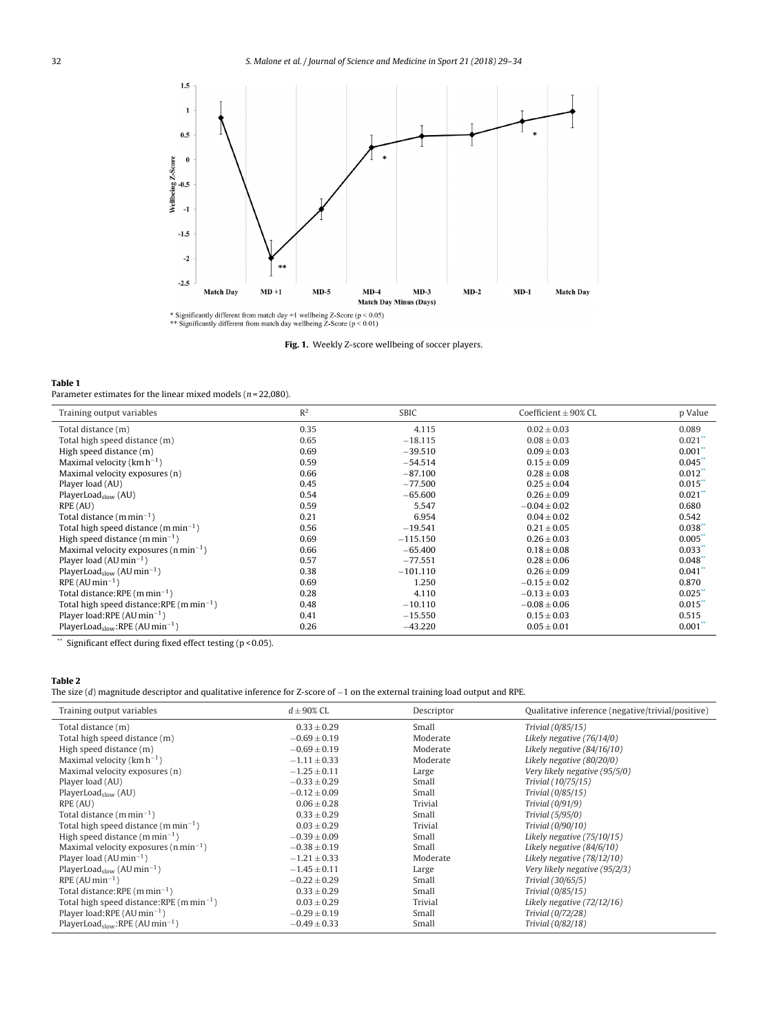\* Significantly different from match day +1 wellbeing Z-Score ($p < 0.05$)
\*\* Significantly different from match day wellbeing Z-Score ($p < 0.01$)

**Fig. 1.** Weekly Z-score wellbeing of soccer players.

**Table 1**
Parameter estimates for the linear mixed models ($n = 22,080$).

| Training output variables | $R^2$ | SBIC | Coefficient ± 90% CL | p Value |
|---|---|---|---|---|
| Total distance (m) | 0.35 | 4.115 | 0.02 ± 0.03 | 0.089 |
| Total high speed distance (m) | 0.65 | −18.115 | 0.08 ± 0.03 | 0.021** |
| High speed distance (m) | 0.69 | −39.510 | 0.09 ± 0.03 | 0.001** |
| Maximal velocity ($km\,h^{-1}$) | 0.59 | −54.514 | 0.15 ± 0.09 | 0.045** |
| Maximal velocity exposures (n) | 0.66 | −87.100 | 0.28 ± 0.08 | 0.012** |
| Player load (AU) | 0.45 | −77.500 | 0.25 ± 0.04 | 0.015** |
| $PlayerLoad_{slow}$ (AU) | 0.54 | −65.600 | 0.26 ± 0.09 | 0.021** |
| RPE (AU) | 0.59 | 5.547 | −0.04 ± 0.02 | 0.680 |
| Total distance ($m\,min^{-1}$) | 0.21 | 6.954 | 0.04 ± 0.02 | 0.542 |
| Total high speed distance ($m\,min^{-1}$) | 0.56 | −19.541 | 0.21 ± 0.05 | 0.038** |
| High speed distance ($m\,min^{-1}$) | 0.69 | −115.150 | 0.26 ± 0.03 | 0.005** |
| Maximal velocity exposures ($n\,min^{-1}$) | 0.66 | −65.400 | 0.18 ± 0.08 | 0.033** |
| Player load ($AU\,min^{-1}$) | 0.57 | −77.551 | 0.28 ± 0.06 | 0.048** |
| $PlayerLoad_{slow}$ ($AU\,min^{-1}$) | 0.38 | −101.110 | 0.26 ± 0.09 | 0.041** |
| RPE ($AU\,min^{-1}$) | 0.69 | 1.250 | −0.15 ± 0.02 | 0.870 |
| Total distance:RPE ($m\,min^{-1}$) | 0.28 | 4.110 | −0.13 ± 0.03 | 0.025** |
| Total high speed distance:RPE ($m\,min^{-1}$) | 0.48 | −10.110 | −0.08 ± 0.06 | 0.015** |
| Player load:RPE ($AU\,min^{-1}$) | 0.41 | −15.550 | 0.15 ± 0.03 | 0.515 |
| $PlayerLoad_{slow}$:RPE ($AU\,min^{-1}$) | 0.26 | −43.220 | 0.05 ± 0.01 | 0.001** |

** Significant effect during fixed effect testing ($p < 0.05$).

**Table 2**
The size ($d$) magnitude descriptor and qualitative inference for Z-score of −1 on the external training load output and RPE.

| Training output variables | $d$ ± 90% CL | Descriptor | Qualitative inference (negative/trivial/positive) |
|---|---|---|---|
| Total distance (m) | 0.33 ± 0.29 | Small | *Trivial (0/85/15)* |
| Total high speed distance (m) | −0.69 ± 0.19 | Moderate | *Likely negative (76/14/0)* |
| High speed distance (m) | −0.69 ± 0.19 | Moderate | *Likely negative (84/16/10)* |
| Maximal velocity ($km\,h^{-1}$) | −1.11 ± 0.33 | Moderate | *Likely negative (80/20/0)* |
| Maximal velocity exposures (n) | −1.25 ± 0.11 | Large | *Very likely negative (95/5/0)* |
| Player load (AU) | −0.33 ± 0.29 | Small | *Trivial (10/75/15)* |
| $PlayerLoad_{slow}$ (AU) | −0.12 ± 0.09 | Small | *Trivial (0/85/15)* |
| RPE (AU) | 0.06 ± 0.28 | Trivial | *Trivial (0/91/9)* |
| Total distance ($m\,min^{-1}$) | 0.33 ± 0.29 | Small | *Trivial (5/95/0)* |
| Total high speed distance ($m\,min^{-1}$) | 0.03 ± 0.29 | Trivial | *Trivial (0/90/10)* |
| High speed distance ($m\,min^{-1}$) | −0.39 ± 0.09 | Small | *Likely negative (75/10/15)* |
| Maximal velocity exposures ($n\,min^{-1}$) | −0.38 ± 0.19 | Small | *Likely negative (84/6/10)* |
| Player load ($AU\,min^{-1}$) | −1.21 ± 0.33 | Moderate | *Likely negative (78/12/10)* |
| $PlayerLoad_{slow}$ ($AU\,min^{-1}$) | −1.45 ± 0.11 | Large | *Very likely negative (95/2/3)* |
| RPE ($AU\,min^{-1}$) | −0.22 ± 0.29 | Small | *Trivial (30/65/5)* |
| Total distance:RPE ($m\,min^{-1}$) | 0.33 ± 0.29 | Small | *Trivial (0/85/15)* |
| Total high speed distance:RPE ($m\,min^{-1}$) | 0.03 ± 0.29 | Trivial | *Likely negative (72/12/16)* |
| Player load:RPE ($AU\,min^{-1}$) | −0.29 ± 0.19 | Small | *Trivial (0/72/28)* |
| $PlayerLoad_{slow}$:RPE ($AU\,min^{-1}$) | −0.49 ± 0.33 | Small | *Trivial (0/82/18)* |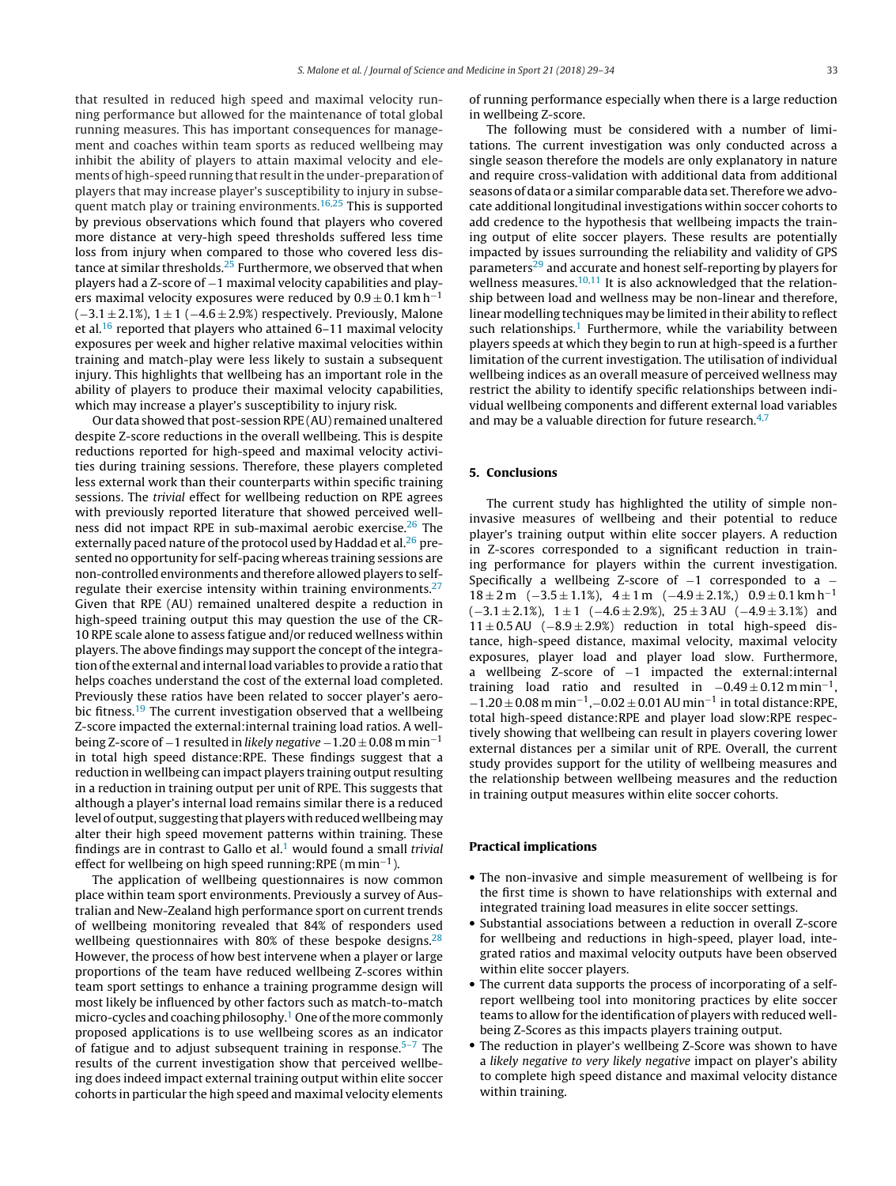that resulted in reduced high speed and maximal velocity running performance but allowed for the maintenance of total global running measures. This has important consequences for management and coaches within team sports as reduced wellbeing may inhibit the ability of players to attain maximal velocity and elements of high-speed running that result in the under-preparation of players that may increase player's susceptibility to injury in subsequent match play or training environments.[16,25] This is supported by previous observations which found that players who covered more distance at very-high speed thresholds suffered less time loss from injury when compared to those who covered less distance at similar thresholds.[25] Furthermore, we observed that when players had a Z-score of −1 maximal velocity capabilities and players maximal velocity exposures were reduced by $0.9 \pm 0.1\,\mathrm{km\,h^{-1}}$ ($-3.1 \pm 2.1\%$), $1 \pm 1$ ($-4.6 \pm 2.9\%$) respectively. Previously, Malone et al.[16] reported that players who attained 6–11 maximal velocity exposures per week and higher relative maximal velocities within training and match-play were less likely to sustain a subsequent injury. This highlights that wellbeing has an important role in the ability of players to produce their maximal velocity capabilities, which may increase a player's susceptibility to injury risk.

Our data showed that post-session RPE (AU) remained unaltered despite Z-score reductions in the overall wellbeing. This is despite reductions reported for high-speed and maximal velocity activities during training sessions. Therefore, these players completed less external work than their counterparts within specific training sessions. The *trivial* effect for wellbeing reduction on RPE agrees with previously reported literature that showed perceived wellness did not impact RPE in sub-maximal aerobic exercise.[26] The externally paced nature of the protocol used by Haddad et al.[26] presented no opportunity for self-pacing whereas training sessions are non-controlled environments and therefore allowed players to self-regulate their exercise intensity within training environments.[27] Given that RPE (AU) remained unaltered despite a reduction in high-speed training output this may question the use of the CR-10 RPE scale alone to assess fatigue and/or reduced wellness within players. The above findings may support the concept of the integration of the external and internal load variables to provide a ratio that helps coaches understand the cost of the external load completed. Previously these ratios have been related to soccer player's aerobic fitness.[19] The current investigation observed that a wellbeing Z-score impacted the external:internal training load ratios. A wellbeing Z-score of −1 resulted in *likely negative* $-1.20 \pm 0.08\,\mathrm{m\,min^{-1}}$ in total high speed distance:RPE. These findings suggest that a reduction in wellbeing can impact players training output resulting in a reduction in training output per unit of RPE. This suggests that although a player's internal load remains similar there is a reduced level of output, suggesting that players with reduced wellbeing may alter their high speed movement patterns within training. These findings are in contrast to Gallo et al.[1] would found a small *trivial* effect for wellbeing on high speed running:RPE ($\mathrm{m\,min^{-1}}$).

The application of wellbeing questionnaires is now common place within team sport environments. Previously a survey of Australian and New-Zealand high performance sport on current trends of wellbeing monitoring revealed that 84% of responders used wellbeing questionnaires with 80% of these bespoke designs.[28] However, the process of how best intervene when a player or large proportions of the team have reduced wellbeing Z-scores within team sport settings to enhance a training programme design will most likely be influenced by other factors such as match-to-match micro-cycles and coaching philosophy.[1] One of the more commonly proposed applications is to use wellbeing scores as an indicator of fatigue and to adjust subsequent training in response.[5–7] The results of the current investigation show that perceived wellbeing does indeed impact external training output within elite soccer cohorts in particular the high speed and maximal velocity elements of running performance especially when there is a large reduction in wellbeing Z-score.

The following must be considered with a number of limitations. The current investigation was only conducted across a single season therefore the models are only explanatory in nature and require cross-validation with additional data from additional seasons of data or a similar comparable data set. Therefore we advocate additional longitudinal investigations within soccer cohorts to add credence to the hypothesis that wellbeing impacts the training output of elite soccer players. These results are potentially impacted by issues surrounding the reliability and validity of GPS parameters[29] and accurate and honest self-reporting by players for wellness measures.[10,11] It is also acknowledged that the relationship between load and wellness may be non-linear and therefore, linear modelling techniques may be limited in their ability to reflect such relationships.[1] Furthermore, while the variability between players speeds at which they begin to run at high-speed is a further limitation of the current investigation. The utilisation of individual wellbeing indices as an overall measure of perceived wellness may restrict the ability to identify specific relationships between individual wellbeing components and different external load variables and may be a valuable direction for future research.[4,7]

## 5. Conclusions

The current study has highlighted the utility of simple non-invasive measures of wellbeing and their potential to reduce player's training output within elite soccer players. A reduction in Z-scores corresponded to a significant reduction in training performance for players within the current investigation. Specifically a wellbeing Z-score of −1 corresponded to a − $18 \pm 2\,\mathrm{m}$ ($-3.5 \pm 1.1\%$), $4 \pm 1\,\mathrm{m}$ ($-4.9 \pm 2.1\%$,) $0.9 \pm 0.1\,\mathrm{km\,h^{-1}}$ ($-3.1 \pm 2.1\%$), $1 \pm 1$ ($-4.6 \pm 2.9\%$), $25 \pm 3$ AU ($-4.9 \pm 3.1\%$) and $11 \pm 0.5$ AU ($-8.9 \pm 2.9\%$) reduction in total high-speed distance, high-speed distance, maximal velocity, maximal velocity exposures, player load and player load slow. Furthermore, a wellbeing Z-score of −1 impacted the external:internal training load ratio and resulted in $-0.49 \pm 0.12\,\mathrm{m\,min^{-1}}$, $-1.20 \pm 0.08\,\mathrm{m\,min^{-1}}$, $-0.02 \pm 0.01\,\mathrm{AU\,min^{-1}}$ in total distance:RPE, total high-speed distance:RPE and player load slow:RPE respectively showing that wellbeing can result in players covering lower external distances per a similar unit of RPE. Overall, the current study provides support for the utility of wellbeing measures and the relationship between wellbeing measures and the reduction in training output measures within elite soccer cohorts.

## Practical implications

- The non-invasive and simple measurement of wellbeing is for the first time is shown to have relationships with external and integrated training load measures in elite soccer settings.
- Substantial associations between a reduction in overall Z-score for wellbeing and reductions in high-speed, player load, integrated ratios and maximal velocity outputs have been observed within elite soccer players.
- The current data supports the process of incorporating of a self-report wellbeing tool into monitoring practices by elite soccer teams to allow for the identification of players with reduced wellbeing Z-Scores as this impacts players training output.
- The reduction in player's wellbeing Z-Score was shown to have a *likely negative to very likely negative* impact on player's ability to complete high speed distance and maximal velocity distance within training.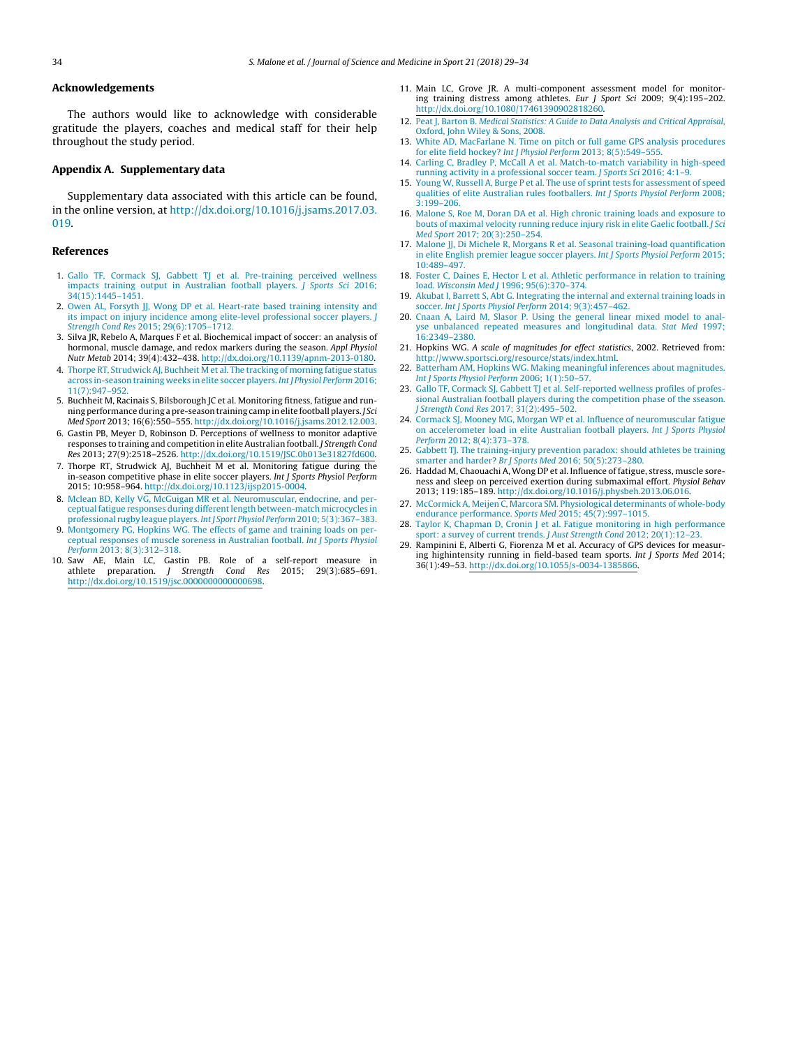## Acknowledgements

The authors would like to acknowledge with considerable gratitude the players, coaches and medical staff for their help throughout the study period.

## Appendix A. Supplementary data

Supplementary data associated with this article can be found, in the online version, at http://dx.doi.org/10.1016/j.jsams.2017.03.019.

## References

1. Gallo TF, Cormack SJ, Gabbett TJ et al. Pre-training perceived wellness impacts training output in Australian football players. *J Sports Sci* 2016; 34(15):1445–1451.
2. Owen AL, Forsyth JJ, Wong DP et al. Heart-rate based training intensity and its impact on injury incidence among elite-level professional soccer players. *J Strength Cond Res* 2015; 29(6):1705–1712.
3. Silva JR, Rebelo A, Marques F et al. Biochemical impact of soccer: an analysis of hormonal, muscle damage, and redox markers during the season. *Appl Physiol Nutr Metab* 2014; 39(4):432–438. http://dx.doi.org/10.1139/apnm-2013-0180.
4. Thorpe RT, Strudwick AJ, Buchheit M et al. The tracking of morning fatigue status across in-season training weeks in elite soccer players. *Int J Physiol Perform* 2016; 11(7):947–952.
5. Buchheit M, Racinais S, Bilsborough JC et al. Monitoring fitness, fatigue and running performance during a pre-season training camp in elite football players. *J Sci Med Sport* 2013; 16(6):550–555. http://dx.doi.org/10.1016/j.jsams.2012.12.003.
6. Gastin PB, Meyer D, Robinson D. Perceptions of wellness to monitor adaptive responses to training and competition in elite Australian football. *J Strength Cond Res* 2013; 27(9):2518–2526. http://dx.doi.org/10.1519/JSC.0b013e31827fd600.
7. Thorpe RT, Strudwick AJ, Buchheit M et al. Monitoring fatigue during the in-season competitive phase in elite soccer players. *Int J Sports Physiol Perform* 2015; 10:958–964. http://dx.doi.org/10.1123/ijspp.2015-0004.
8. Mclean BD, Kelly VG, McGuigan MR et al. Neuromuscular, endocrine, and perceptual fatigue responses during different length between-match microcycles in professional rugby league players. *Int J Sport Physiol Perform* 2010; 5(3):367–383.
9. Montgomery PG, Hopkins WG. The effects of game and training loads on perceptual responses of muscle soreness in Australian football. *Int J Sports Physiol Perform* 2013; 8(3):312–318.
10. Saw AE, Main LC, Gastin PB. Role of a self-report measure in athlete preparation. *J Strength Cond Res* 2015; 29(3):685–691. http://dx.doi.org/10.1519/jsc.0000000000000698.
11. Main LC, Grove JR. A multi-component assessment model for monitoring training distress among athletes. *Eur J Sport Sci* 2009; 9(4):195–202. http://dx.doi.org/10.1080/17461390902818260.
12. Peat J, Barton B. *Medical Statistics: A Guide to Data Analysis and Critical Appraisal*, Oxford, John Wiley & Sons, 2008.
13. White AD, MacFarlane N. Time on pitch or full game GPS analysis procedures for elite field hockey? *Int J Physiol Perform* 2013; 8(5):549–555.
14. Carling C, Bradley P, McCall A et al. Match-to-match variability in high-speed running activity in a professional soccer team. *J Sports Sci* 2016; 4:1–9.
15. Young W, Russell A, Burge P et al. The use of sprint tests for assessment of speed qualities of elite Australian rules footballers. *Int J Sports Physiol Perform* 2008; 3:199–206.
16. Malone S, Roe M, Doran DA et al. High chronic training loads and exposure to bouts of maximal velocity running reduce injury risk in elite Gaelic football. *J Sci Med Sport* 2017; 20(3):250–254.
17. Malone JJ, Di Michele R, Morgans R et al. Seasonal training-load quantification in elite English premier league soccer players. *Int J Sports Physiol Perform* 2015; 10:489–497.
18. Foster C, Daines E, Hector L et al. Athletic performance in relation to training load. *Wisconsin Med J* 1996; 95(6):370–374.
19. Akubat I, Barrett S, Abt G. Integrating the internal and external training loads in soccer. *Int J Sports Physiol Perform* 2014; 9(3):457–462.
20. Cnaan A, Laird M, Slasor P. Using the general linear mixed model to analyse unbalanced repeated measures and longitudinal data. *Stat Med* 1997; 16:2349–2380.
21. Hopkins WG. *A scale of magnitudes for effect statistics*, 2002. Retrieved from: http://www.sportsci.org/resource/stats/index.html.
22. Batterham AM, Hopkins WG. Making meaningful inferences about magnitudes. *Int J Sports Physiol Perform* 2006; 1(1):50–57.
23. Gallo TF, Cormack SJ, Gabbett TJ et al. Self-reported wellness profiles of professional Australian football players during the competition phase of the sseason. *J Strength Cond Res* 2017; 31(2):495–502.
24. Cormack SJ, Mooney MG, Morgan WP et al. Influence of neuromuscular fatigue on accelerometer load in elite Australian football players. *Int J Sports Physiol Perform* 2012; 8(4):373–378.
25. Gabbett TJ. The training-injury prevention paradox: should athletes be training smarter and harder? *Br J Sports Med* 2016; 50(5):273–280.
26. Haddad M, Chaouachi A, Wong DP et al. Influence of fatigue, stress, muscle soreness and sleep on perceived exertion during submaximal effort. *Physiol Behav* 2013; 119:185–189. http://dx.doi.org/10.1016/j.physbeh.2013.06.016.
27. McCormick A, Meijen C, Marcora SM. Physiological determinants of whole-body endurance performance. *Sports Med* 2015; 45(7):997–1015.
28. Taylor K, Chapman D, Cronin J et al. Fatigue monitoring in high performance sport: a survey of current trends. *J Aust Strength Cond* 2012; 20(1):12–23.
29. Rampinini E, Alberti G, Fiorenza M et al. Accuracy of GPS devices for measuring highintensity running in field-based team sports. *Int J Sports Med* 2014; 36(1):49–53. http://dx.doi.org/10.1055/s-0034-1385866.